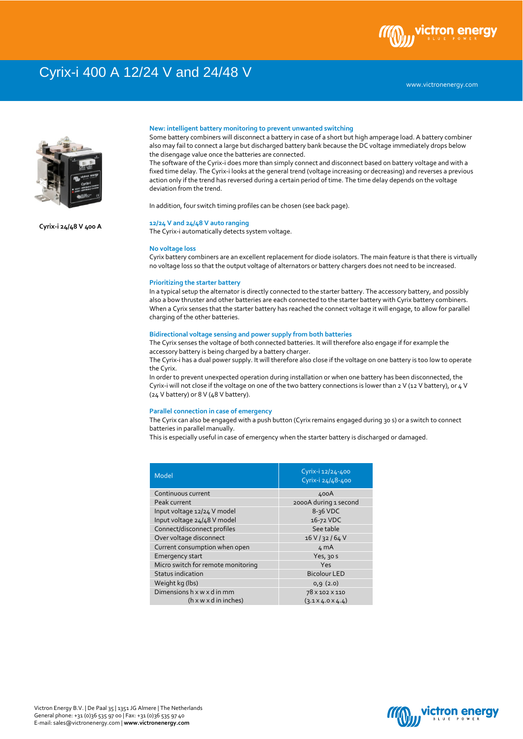# Cyrix-i 400 A 12/24 V and 24/48 V

www.victronenergy.com

Cyrix-i 24/48 V 400 A

### New: intelligent battery monitoring to prevent unwanted switching

Some battery combiners will disconnect a battery in case of a short but high amperage load. A battery combiner also may fail to connect a large but discharged battery bank because the DC voltage immediately drops below the disengage value once the batteries are connected.
The software of the Cyrix-i does more than simply connect and disconnect based on battery voltage and with a fixed time delay. The Cyrix-i looks at the general trend (voltage increasing or decreasing) and reverses a previous action only if the trend has reversed during a certain period of time. The time delay depends on the voltage deviation from the trend.

In addition, four switch timing profiles can be chosen (see back page).

### 12/24 V and 24/48 V auto ranging

The Cyrix-i automatically detects system voltage.

### No voltage loss

Cyrix battery combiners are an excellent replacement for diode isolators. The main feature is that there is virtually no voltage loss so that the output voltage of alternators or battery chargers does not need to be increased.

### Prioritizing the starter battery

In a typical setup the alternator is directly connected to the starter battery. The accessory battery, and possibly also a bow thruster and other batteries are each connected to the starter battery with Cyrix battery combiners. When a Cyrix senses that the starter battery has reached the connect voltage it will engage, to allow for parallel charging of the other batteries.

### Bidirectional voltage sensing and power supply from both batteries

The Cyrix senses the voltage of both connected batteries. It will therefore also engage if for example the accessory battery is being charged by a battery charger.
The Cyrix-i has a dual power supply. It will therefore also close if the voltage on one battery is too low to operate the Cyrix.
In order to prevent unexpected operation during installation or when one battery has been disconnected, the Cyrix-i will not close if the voltage on one of the two battery connections is lower than 2 V (12 V battery), or 4 V (24 V battery) or 8 V (48 V battery).

### Parallel connection in case of emergency

The Cyrix can also be engaged with a push button (Cyrix remains engaged during 30 s) or a switch to connect batteries in parallel manually.
This is especially useful in case of emergency when the starter battery is discharged or damaged.

| Model | Cyrix-i 12/24-400<br>Cyrix-i 24/48-400 |
|---|---|
| Continuous current | 400A |
| Peak current | 2000A during 1 second |
| Input voltage 12/24 V model | 8-36 VDC |
| Input voltage 24/48 V model | 16-72 VDC |
| Connect/disconnect profiles | See table |
| Over voltage disconnect | 16 V / 32 / 64 V |
| Current consumption when open | 4 mA |
| Emergency start | Yes, 30 s |
| Micro switch for remote monitoring | Yes |
| Status indication | Bicolour LED |
| Weight kg (lbs) | 0,9 (2.0) |
| Dimensions h x w x d in mm<br>(h x w x d in inches) | 78 x 102 x 110<br>(3.1 x 4.0 x 4.4) |

Victron Energy B.V. | De Paal 35 | 1351 JG Almere | The Netherlands
General phone: +31 (0)36 535 97 00 | Fax: +31 (0)36 535 97 40
E-mail: sales@victronenergy.com | **www.victronenergy.com**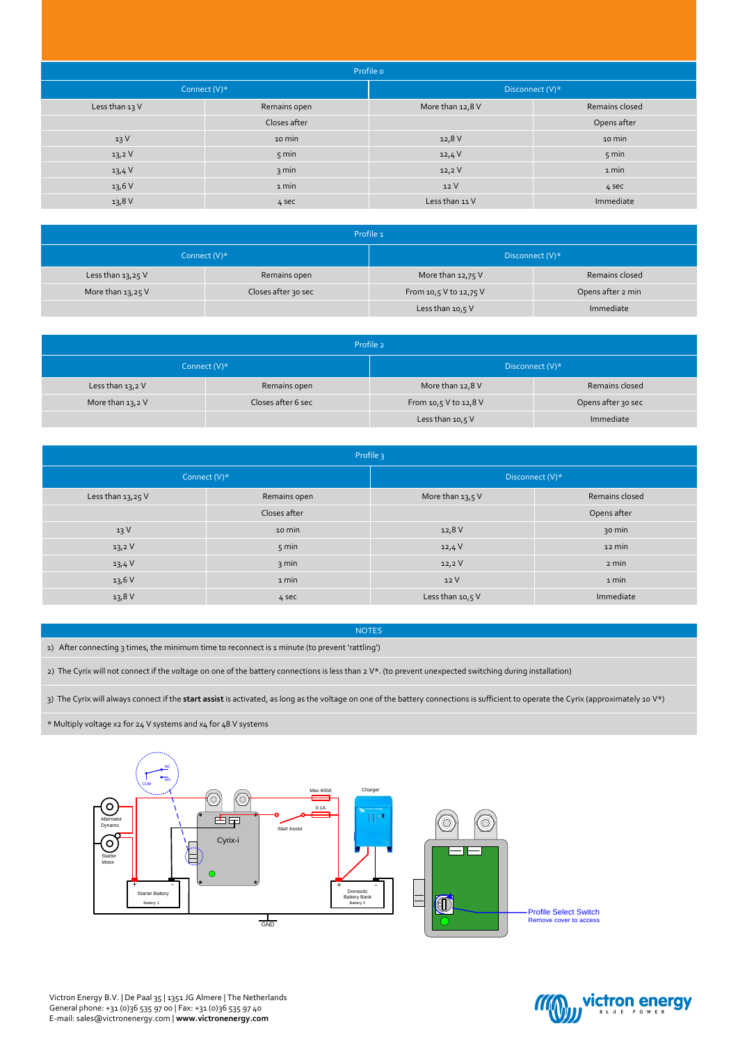| Profile 0 | | | |
|---|---|---|---|
| Connect (V)* | | Disconnect (V)* | |
| Less than 13 V | Remains open | More than 12,8 V | Remains closed |
| | Closes after | | Opens after |
| 13 V | 10 min | 12,8 V | 10 min |
| 13,2 V | 5 min | 12,4 V | 5 min |
| 13,4 V | 3 min | 12,2 V | 1 min |
| 13,6 V | 1 min | 12 V | 4 sec |
| 13,8 V | 4 sec | Less than 11 V | Immediate |

| Profile 1 | | | |
|---|---|---|---|
| Connect (V)* | | Disconnect (V)* | |
| Less than 13,25 V | Remains open | More than 12,75 V | Remains closed |
| More than 13,25 V | Closes after 30 sec | From 10,5 V to 12,75 V | Opens after 2 min |
| | | Less than 10,5 V | Immediate |

| Profile 2 | | | |
|---|---|---|---|
| Connect (V)* | | Disconnect (V)* | |
| Less than 13,2 V | Remains open | More than 12,8 V | Remains closed |
| More than 13,2 V | Closes after 6 sec | From 10,5 V to 12,8 V | Opens after 30 sec |
| | | Less than 10,5 V | Immediate |

| Profile 3 | | | |
|---|---|---|---|
| Connect (V)* | | Disconnect (V)* | |
| Less than 13,25 V | Remains open | More than 13,5 V | Remains closed |
| | Closes after | | Opens after |
| 13 V | 10 min | 12,8 V | 30 min |
| 13,2 V | 5 min | 12,4 V | 12 min |
| 13,4 V | 3 min | 12,2 V | 2 min |
| 13,6 V | 1 min | 12 V | 1 min |
| 13,8 V | 4 sec | Less than 10,5 V | Immediate |

**NOTES**

1) After connecting 3 times, the minimum time to reconnect is 1 minute (to prevent 'rattling')

2) The Cyrix will not connect if the voltage on one of the battery connections is less than 2 V*. (to prevent unexpected switching during installation)

3) The Cyrix will always connect if the **start assist** is activated, as long as the voltage on one of the battery connections is sufficient to operate the Cyrix (approximately 10 V*)

* Multiply voltage x2 for 24 V systems and x4 for 48 V systems

NC
NO
COM
Alternator Dynamo
Starter Motor
Cyrix-i
Max 400A
0.1A
Start Assist
Charger
Starter Battery
Battery 1
Domestic Battery Bank
Battery 2
GND

Profile Select Switch
Remove cover to access

Victron Energy B.V. | De Paal 35 | 1351 JG Almere | The Netherlands
General phone: +31 (0)36 535 97 00 | Fax: +31 (0)36 535 97 40
E-mail: sales@victronenergy.com | **www.victronenergy.com**